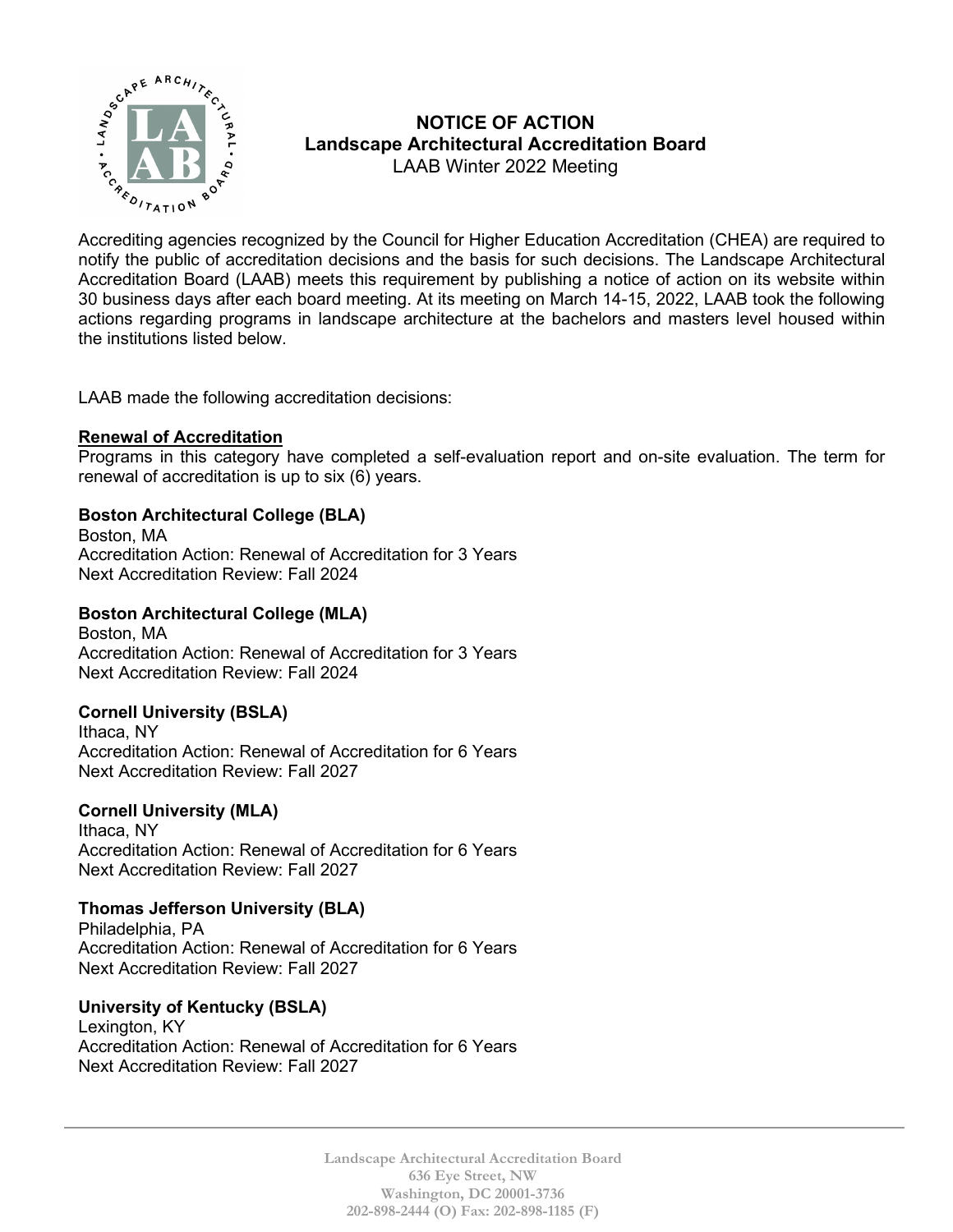# NOTICE OF ACTION
## Landscape Architectural Accreditation Board
LAAB Winter 2022 Meeting

Accrediting agencies recognized by the Council for Higher Education Accreditation (CHEA) are required to notify the public of accreditation decisions and the basis for such decisions. The Landscape Architectural Accreditation Board (LAAB) meets this requirement by publishing a notice of action on its website within 30 business days after each board meeting. At its meeting on March 14-15, 2022, LAAB took the following actions regarding programs in landscape architecture at the bachelors and masters level housed within the institutions listed below.

LAAB made the following accreditation decisions:

**Renewal of Accreditation**

Programs in this category have completed a self-evaluation report and on-site evaluation. The term for renewal of accreditation is up to six (6) years.

**Boston Architectural College (BLA)**
Boston, MA
Accreditation Action: Renewal of Accreditation for 3 Years
Next Accreditation Review: Fall 2024

**Boston Architectural College (MLA)**
Boston, MA
Accreditation Action: Renewal of Accreditation for 3 Years
Next Accreditation Review: Fall 2024

**Cornell University (BSLA)**
Ithaca, NY
Accreditation Action: Renewal of Accreditation for 6 Years
Next Accreditation Review: Fall 2027

**Cornell University (MLA)**
Ithaca, NY
Accreditation Action: Renewal of Accreditation for 6 Years
Next Accreditation Review: Fall 2027

**Thomas Jefferson University (BLA)**
Philadelphia, PA
Accreditation Action: Renewal of Accreditation for 6 Years
Next Accreditation Review: Fall 2027

**University of Kentucky (BSLA)**
Lexington, KY
Accreditation Action: Renewal of Accreditation for 6 Years
Next Accreditation Review: Fall 2027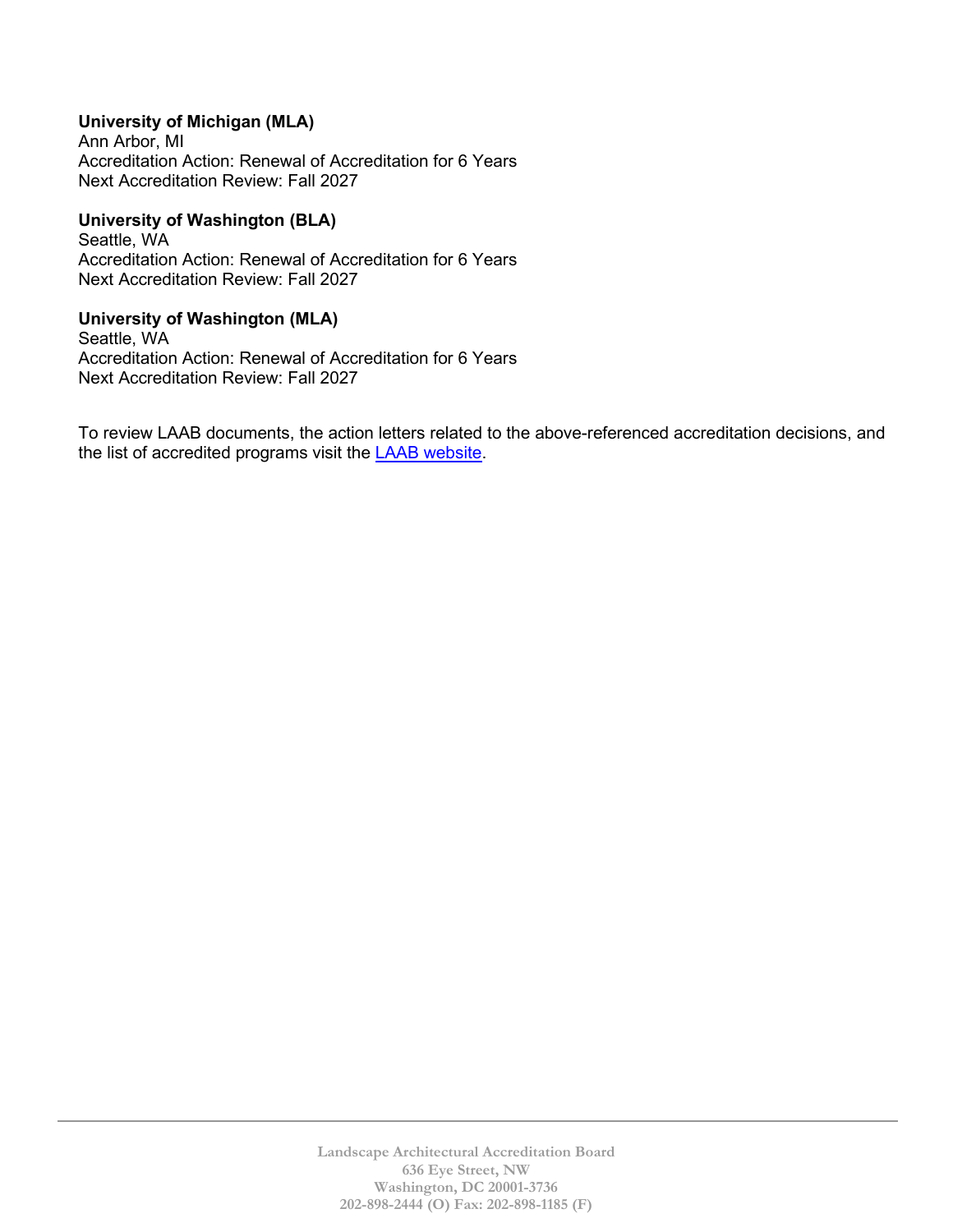**University of Michigan (MLA)**
Ann Arbor, MI
Accreditation Action: Renewal of Accreditation for 6 Years
Next Accreditation Review: Fall 2027

**University of Washington (BLA)**
Seattle, WA
Accreditation Action: Renewal of Accreditation for 6 Years
Next Accreditation Review: Fall 2027

**University of Washington (MLA)**
Seattle, WA
Accreditation Action: Renewal of Accreditation for 6 Years
Next Accreditation Review: Fall 2027

To review LAAB documents, the action letters related to the above-referenced accreditation decisions, and the list of accredited programs visit the LAAB website.

Landscape Architectural Accreditation Board
636 Eye Street, NW
Washington, DC 20001-3736
202-898-2444 (O) Fax: 202-898-1185 (F)